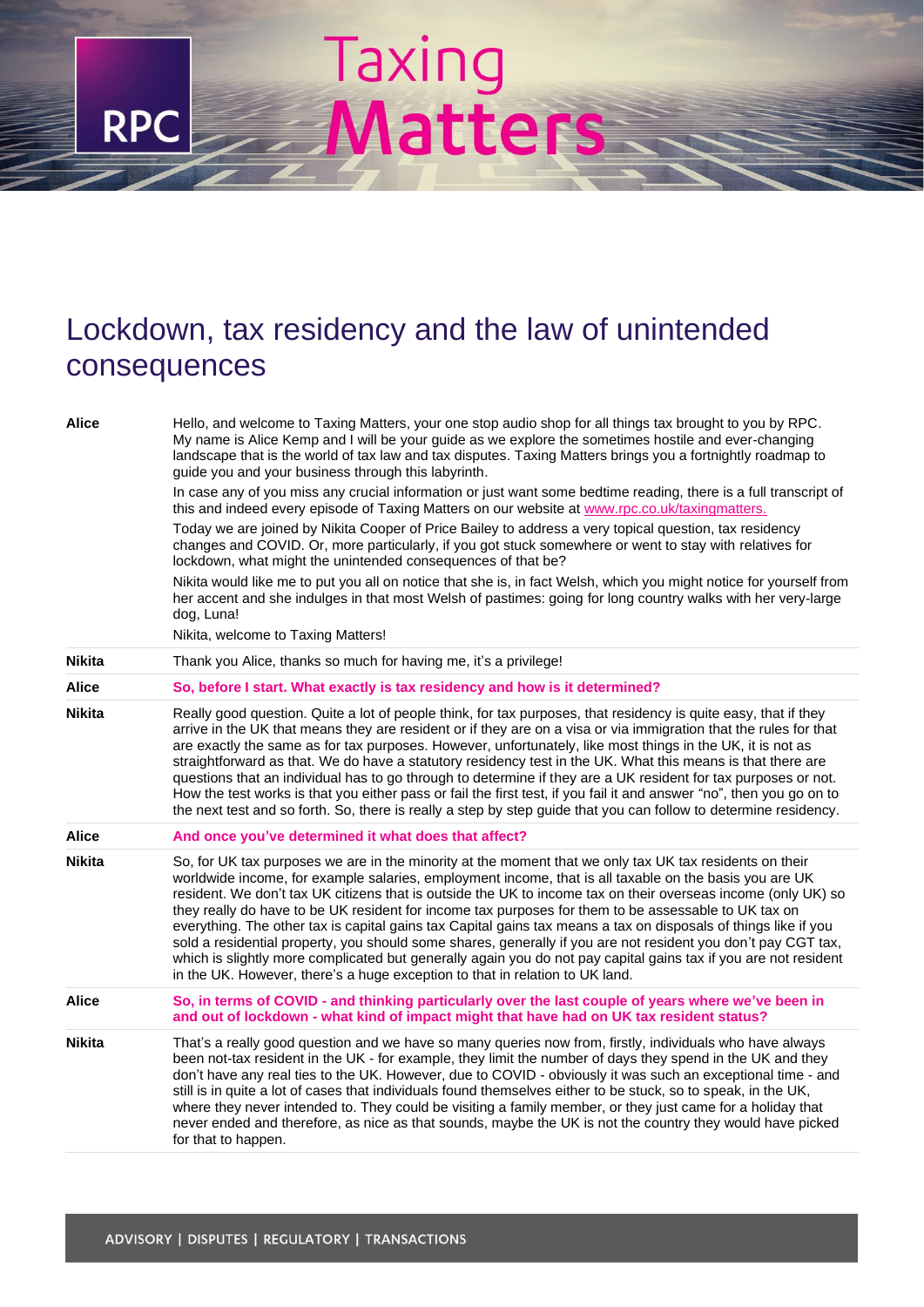# Lockdown, tax residency and the law of unintended consequences

| | |
|---|---|
| **Alice** | Hello, and welcome to Taxing Matters, your one stop audio shop for all things tax brought to you by RPC. My name is Alice Kemp and I will be your guide as we explore the sometimes hostile and ever-changing landscape that is the world of tax law and tax disputes. Taxing Matters brings you a fortnightly roadmap to guide you and your business through this labyrinth.<br><br>In case any of you miss any crucial information or just want some bedtime reading, there is a full transcript of this and indeed every episode of Taxing Matters on our website at www.rpc.co.uk/taxingmatters.<br><br>Today we are joined by Nikita Cooper of Price Bailey to address a very topical question, tax residency changes and COVID. Or, more particularly, if you got stuck somewhere or went to stay with relatives for lockdown, what might the unintended consequences of that be?<br><br>Nikita would like me to put you all on notice that she is, in fact Welsh, which you might notice for yourself from her accent and she indulges in that most Welsh of pastimes: going for long country walks with her very-large dog, Luna!<br><br>Nikita, welcome to Taxing Matters! |
| **Nikita** | Thank you Alice, thanks so much for having me, it's a privilege! |
| **Alice** | **So, before I start. What exactly is tax residency and how is it determined?** |
| **Nikita** | Really good question. Quite a lot of people think, for tax purposes, that residency is quite easy, that if they arrive in the UK that means they are resident or if they are on a visa or via immigration that the rules for that are exactly the same as for tax purposes. However, unfortunately, like most things in the UK, it is not as straightforward as that. We do have a statutory residency test in the UK. What this means is that there are questions that an individual has to go through to determine if they are a UK resident for tax purposes or not. How the test works is that you either pass or fail the first test, if you fail it and answer "no", then you go on to the next test and so forth. So, there is really a step by step guide that you can follow to determine residency. |
| **Alice** | **And once you've determined it what does that affect?** |
| **Nikita** | So, for UK tax purposes we are in the minority at the moment that we only tax UK tax residents on their worldwide income, for example salaries, employment income, that is all taxable on the basis you are UK resident. We don't tax UK citizens that is outside the UK to income tax on their overseas income (only UK) so they really do have to be UK resident for income tax purposes for them to be assessable to UK tax on everything. The other tax is capital gains tax Capital gains tax means a tax on disposals of things like if you sold a residential property, you should some shares, generally if you are not resident you don't pay CGT tax, which is slightly more complicated but generally again you do not pay capital gains tax if you are not resident in the UK. However, there's a huge exception to that in relation to UK land. |
| **Alice** | **So, in terms of COVID - and thinking particularly over the last couple of years where we've been in and out of lockdown - what kind of impact might that have had on UK tax resident status?** |
| **Nikita** | That's a really good question and we have so many queries now from, firstly, individuals who have always been not-tax resident in the UK - for example, they limit the number of days they spend in the UK and they don't have any real ties to the UK. However, due to COVID - obviously it was such an exceptional time - and still is in quite a lot of cases that individuals found themselves either to be stuck, so to speak, in the UK, where they never intended to. They could be visiting a family member, or they just came for a holiday that never ended and therefore, as nice as that sounds, maybe the UK is not the country they would have picked for that to happen. |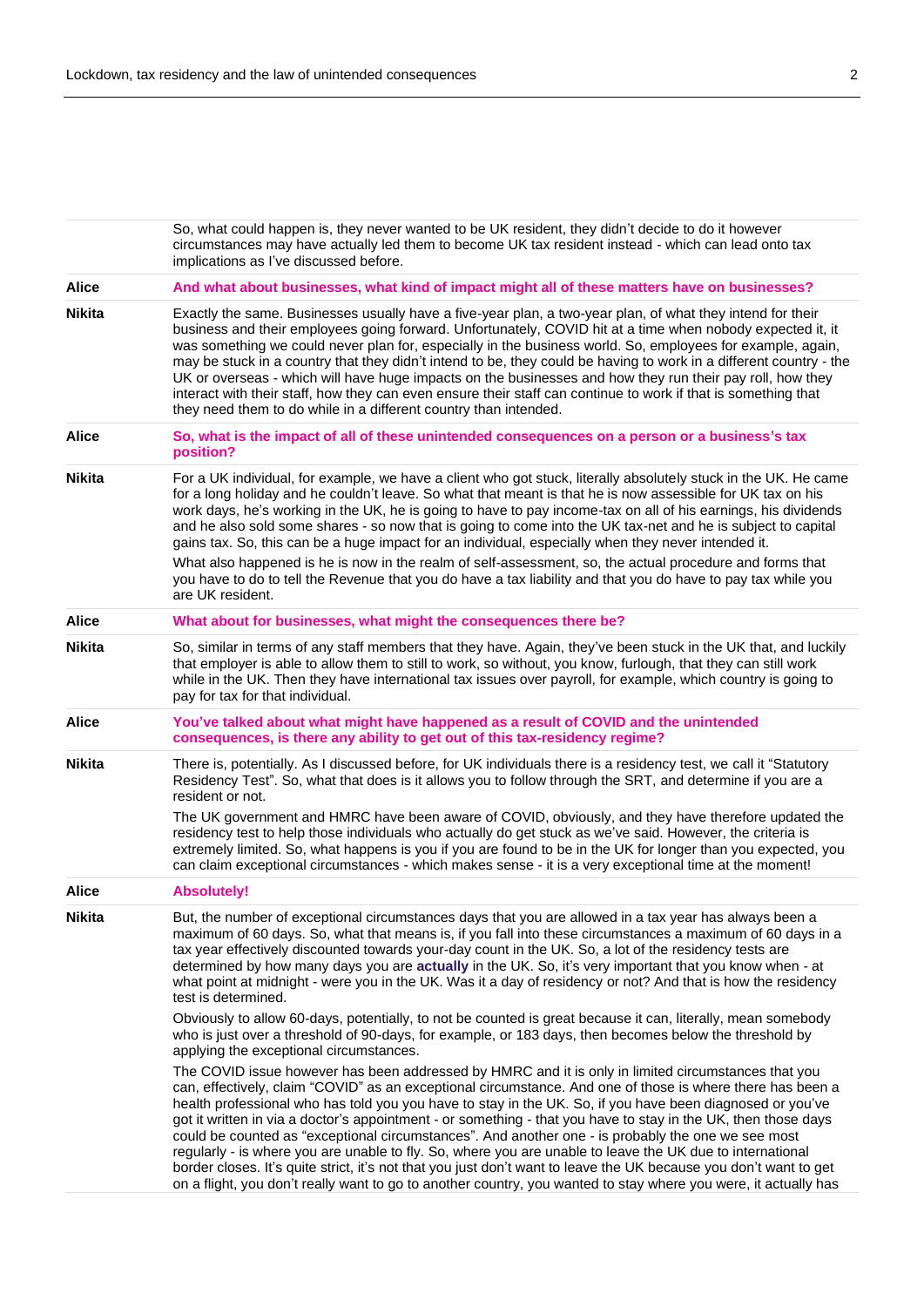| | |
|---|---|
| | So, what could happen is, they never wanted to be UK resident, they didn't decide to do it however circumstances may have actually led them to become UK tax resident instead - which can lead onto tax implications as I've discussed before. |
| **Alice** | **And what about businesses, what kind of impact might all of these matters have on businesses?** |
| **Nikita** | Exactly the same. Businesses usually have a five-year plan, a two-year plan, of what they intend for their business and their employees going forward. Unfortunately, COVID hit at a time when nobody expected it, it was something we could never plan for, especially in the business world. So, employees for example, again, may be stuck in a country that they didn't intend to be, they could be having to work in a different country - the UK or overseas - which will have huge impacts on the businesses and how they run their pay roll, how they interact with their staff, how they can even ensure their staff can continue to work if that is something that they need them to do while in a different country than intended. |
| **Alice** | **So, what is the impact of all of these unintended consequences on a person or a business's tax position?** |
| **Nikita** | For a UK individual, for example, we have a client who got stuck, literally absolutely stuck in the UK. He came for a long holiday and he couldn't leave. So what that meant is that he is now assessible for UK tax on his work days, he's working in the UK, he is going to have to pay income-tax on all of his earnings, his dividends and he also sold some shares - so now that is going to come into the UK tax-net and he is subject to capital gains tax. So, this can be a huge impact for an individual, especially when they never intended it.<br><br>What also happened is he is now in the realm of self-assessment, so, the actual procedure and forms that you have to do to tell the Revenue that you do have a tax liability and that you do have to pay tax while you are UK resident. |
| **Alice** | **What about for businesses, what might the consequences there be?** |
| **Nikita** | So, similar in terms of any staff members that they have. Again, they've been stuck in the UK that, and luckily that employer is able to allow them to still to work, so without, you know, furlough, that they can still work while in the UK. Then they have international tax issues over payroll, for example, which country is going to pay for tax for that individual. |
| **Alice** | **You've talked about what might have happened as a result of COVID and the unintended consequences, is there any ability to get out of this tax-residency regime?** |
| **Nikita** | There is, potentially. As I discussed before, for UK individuals there is a residency test, we call it "Statutory Residency Test". So, what that does is it allows you to follow through the SRT, and determine if you are a resident or not.<br><br>The UK government and HMRC have been aware of COVID, obviously, and they have therefore updated the residency test to help those individuals who actually do get stuck as we've said. However, the criteria is extremely limited. So, what happens is you if you are found to be in the UK for longer than you expected, you can claim exceptional circumstances - which makes sense - it is a very exceptional time at the moment! |
| **Alice** | **Absolutely!** |
| **Nikita** | But, the number of exceptional circumstances days that you are allowed in a tax year has always been a maximum of 60 days. So, what that means is, if you fall into these circumstances a maximum of 60 days in a tax year effectively discounted towards your-day count in the UK. So, a lot of the residency tests are determined by how many days you are **actually** in the UK. So, it's very important that you know when - at what point at midnight - were you in the UK. Was it a day of residency or not? And that is how the residency test is determined.<br><br>Obviously to allow 60-days, potentially, to not be counted is great because it can, literally, mean somebody who is just over a threshold of 90-days, for example, or 183 days, then becomes below the threshold by applying the exceptional circumstances.<br><br>The COVID issue however has been addressed by HMRC and it is only in limited circumstances that you can, effectively, claim "COVID" as an exceptional circumstance. And one of those is where there has been a health professional who has told you you have to stay in the UK. So, if you have been diagnosed or you've got it written in via a doctor's appointment - or something - that you have to stay in the UK, then those days could be counted as "exceptional circumstances". And another one - is probably the one we see most regularly - is where you are unable to fly. So, where you are unable to leave the UK due to international border closes. It's quite strict, it's not that you just don't want to leave the UK because you don't want to get on a flight, you don't really want to go to another country, you wanted to stay where you were, it actually has |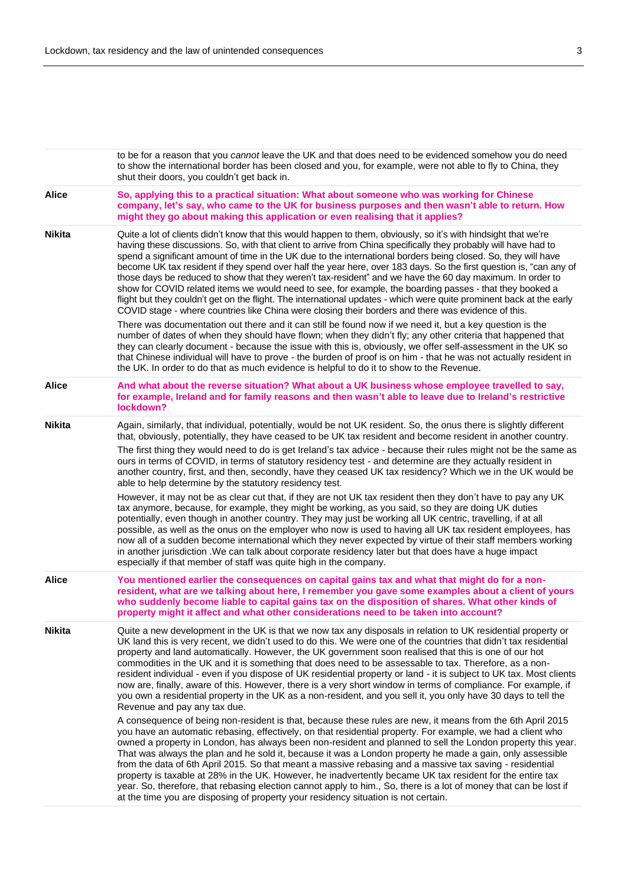to be for a reason that you *cannot* leave the UK and that does need to be evidenced somehow you do need to show the international border has been closed and you, for example, were not able to fly to China, they shut their doors, you couldn't get back in.

**Alice**

**So, applying this to a practical situation: What about someone who was working for Chinese company, let's say, who came to the UK for business purposes and then wasn't able to return. How might they go about making this application or even realising that it applies?**

**Nikita**

Quite a lot of clients didn't know that this would happen to them, obviously, so it's with hindsight that we're having these discussions. So, with that client to arrive from China specifically they probably will have had to spend a significant amount of time in the UK due to the international borders being closed. So, they will have become UK tax resident if they spend over half the year here, over 183 days. So the first question is, "can any of those days be reduced to show that they weren't tax-resident" and we have the 60 day maximum. In order to show for COVID related items we would need to see, for example, the boarding passes - that they booked a flight but they couldn't get on the flight. The international updates - which were quite prominent back at the early COVID stage - where countries like China were closing their borders and there was evidence of this.

There was documentation out there and it can still be found now if we need it, but a key question is the number of dates of when they should have flown; when they didn't fly; any other criteria that happened that they can clearly document - because the issue with this is, obviously, we offer self-assessment in the UK so that Chinese individual will have to prove - the burden of proof is on him - that he was not actually resident in the UK. In order to do that as much evidence is helpful to do it to show to the Revenue.

**Alice**

**And what about the reverse situation? What about a UK business whose employee travelled to say, for example, Ireland and for family reasons and then wasn't able to leave due to Ireland's restrictive lockdown?**

**Nikita**

Again, similarly, that individual, potentially, would be not UK resident. So, the onus there is slightly different that, obviously, potentially, they have ceased to be UK tax resident and become resident in another country.

The first thing they would need to do is get Ireland's tax advice - because their rules might not be the same as ours in terms of COVID, in terms of statutory residency test - and determine are they actually resident in another country, first, and then, secondly, have they ceased UK tax residency? Which we in the UK would be able to help determine by the statutory residency test.

However, it may not be as clear cut that, if they are not UK tax resident then they don't have to pay any UK tax anymore, because, for example, they might be working, as you said, so they are doing UK duties potentially, even though in another country. They may just be working all UK centric, travelling, if at all possible, as well as the onus on the employer who now is used to having all UK tax resident employees, has now all of a sudden become international which they never expected by virtue of their staff members working in another jurisdiction .We can talk about corporate residency later but that does have a huge impact especially if that member of staff was quite high in the company.

**Alice**

**You mentioned earlier the consequences on capital gains tax and what that might do for a non-resident, what are we talking about here, I remember you gave some examples about a client of yours who suddenly become liable to capital gains tax on the disposition of shares. What other kinds of property might it affect and what other considerations need to be taken into account?**

**Nikita**

Quite a new development in the UK is that we now tax any disposals in relation to UK residential property or UK land this is very recent, we didn't used to do this. We were one of the countries that didn't tax residential property and land automatically. However, the UK government soon realised that this is one of our hot commodities in the UK and it is something that does need to be assessable to tax. Therefore, as a non-resident individual - even if you dispose of UK residential property or land - it is subject to UK tax. Most clients now are, finally, aware of this. However, there is a very short window in terms of compliance. For example, if you own a residential property in the UK as a non-resident, and you sell it, you only have 30 days to tell the Revenue and pay any tax due.

A consequence of being non-resident is that, because these rules are new, it means from the 6th April 2015 you have an automatic rebasing, effectively, on that residential property. For example, we had a client who owned a property in London, has always been non-resident and planned to sell the London property this year. That was always the plan and he sold it, because it was a London property he made a gain, only assessible from the data of 6th April 2015. So that meant a massive rebasing and a massive tax saving - residential property is taxable at 28% in the UK. However, he inadvertently became UK tax resident for the entire tax year. So, therefore, that rebasing election cannot apply to him., So, there is a lot of money that can be lost if at the time you are disposing of property your residency situation is not certain.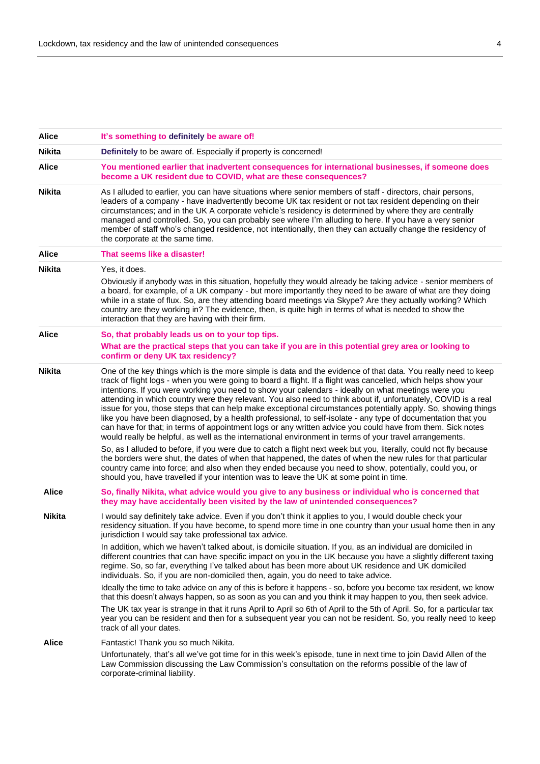**Alice** **It's something to definitely be aware of!**

**Nikita** **Definitely** to be aware of. Especially if property is concerned!

**Alice** **You mentioned earlier that inadvertent consequences for international businesses, if someone does become a UK resident due to COVID, what are these consequences?**

**Nikita** As I alluded to earlier, you can have situations where senior members of staff - directors, chair persons, leaders of a company - have inadvertently become UK tax resident or not tax resident depending on their circumstances; and in the UK A corporate vehicle's residency is determined by where they are centrally managed and controlled. So, you can probably see where I'm alluding to here. If you have a very senior member of staff who's changed residence, not intentionally, then they can actually change the residency of the corporate at the same time.

**Alice** **That seems like a disaster!**

**Nikita** Yes, it does.

Obviously if anybody was in this situation, hopefully they would already be taking advice - senior members of a board, for example, of a UK company - but more importantly they need to be aware of what are they doing while in a state of flux. So, are they attending board meetings via Skype? Are they actually working? Which country are they working in? The evidence, then, is quite high in terms of what is needed to show the interaction that they are having with their firm.

**Alice** **So, that probably leads us on to your top tips.**

**What are the practical steps that you can take if you are in this potential grey area or looking to confirm or deny UK tax residency?**

**Nikita** One of the key things which is the more simple is data and the evidence of that data. You really need to keep track of flight logs - when you were going to board a flight. If a flight was cancelled, which helps show your intentions. If you were working you need to show your calendars - ideally on what meetings were you attending in which country were they relevant. You also need to think about if, unfortunately, COVID is a real issue for you, those steps that can help make exceptional circumstances potentially apply. So, showing things like you have been diagnosed, by a health professional, to self-isolate - any type of documentation that you can have for that; in terms of appointment logs or any written advice you could have from them. Sick notes would really be helpful, as well as the international environment in terms of your travel arrangements.

So, as I alluded to before, if you were due to catch a flight next week but you, literally, could not fly because the borders were shut, the dates of when that happened, the dates of when the new rules for that particular country came into force; and also when they ended because you need to show, potentially, could you, or should you, have travelled if your intention was to leave the UK at some point in time.

**Alice** **So, finally Nikita, what advice would you give to any business or individual who is concerned that they may have accidentally been visited by the law of unintended consequences?**

**Nikita** I would say definitely take advice. Even if you don't think it applies to you, I would double check your residency situation. If you have become, to spend more time in one country than your usual home then in any jurisdiction I would say take professional tax advice.

In addition, which we haven't talked about, is domicile situation. If you, as an individual are domiciled in different countries that can have specific impact on you in the UK because you have a slightly different taxing regime. So, so far, everything I've talked about has been more about UK residence and UK domiciled individuals. So, if you are non-domiciled then, again, you do need to take advice.

Ideally the time to take advice on any of this is before it happens - so, before you become tax resident, we know that this doesn't always happen, so as soon as you can and you think it may happen to you, then seek advice.

The UK tax year is strange in that it runs April to April so 6th of April to the 5th of April. So, for a particular tax year you can be resident and then for a subsequent year you can not be resident. So, you really need to keep track of all your dates.

**Alice** Fantastic! Thank you so much Nikita.

Unfortunately, that's all we've got time for in this week's episode, tune in next time to join David Allen of the Law Commission discussing the Law Commission's consultation on the reforms possible of the law of corporate-criminal liability.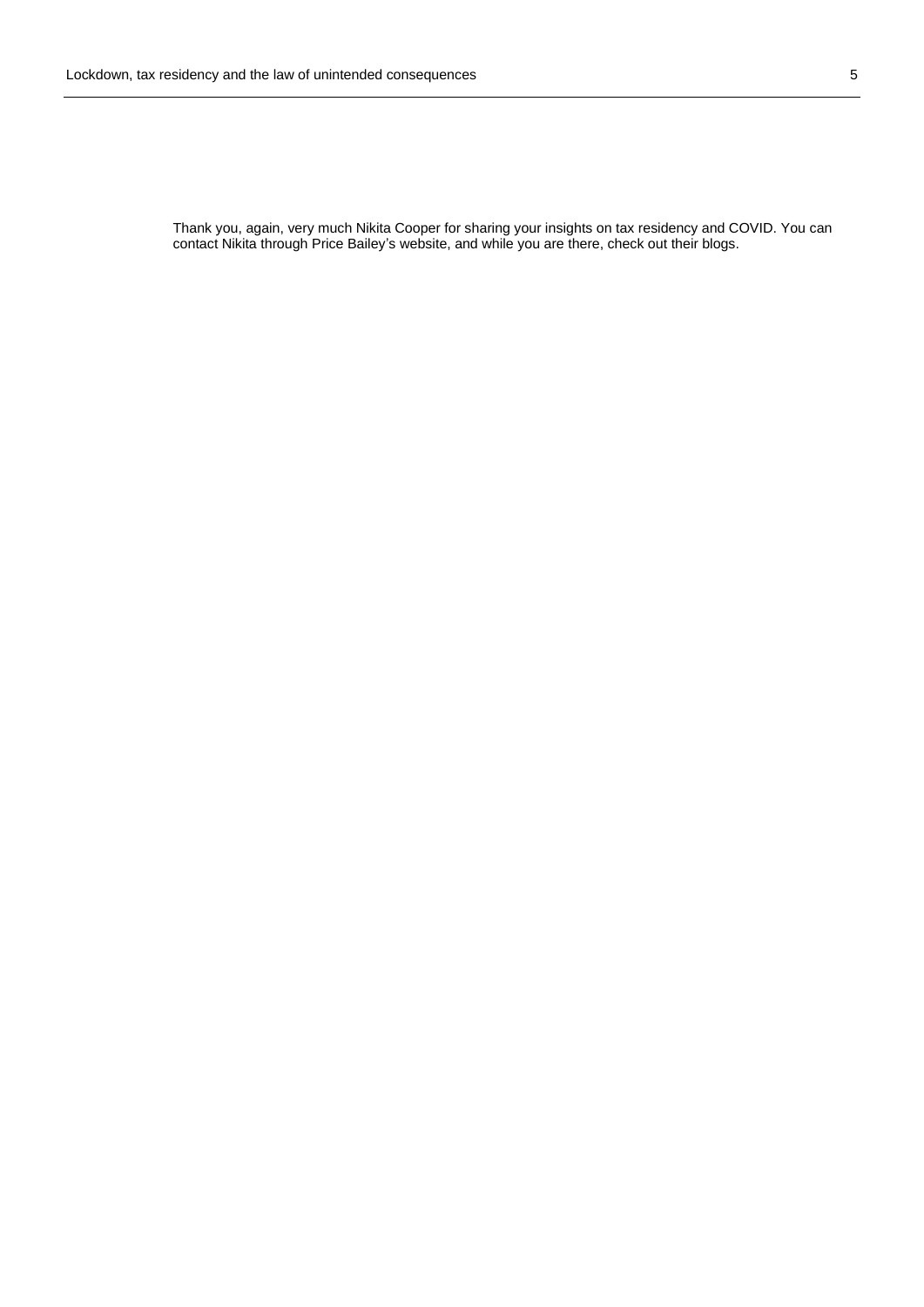Thank you, again, very much Nikita Cooper for sharing your insights on tax residency and COVID. You can contact Nikita through Price Bailey's website, and while you are there, check out their blogs.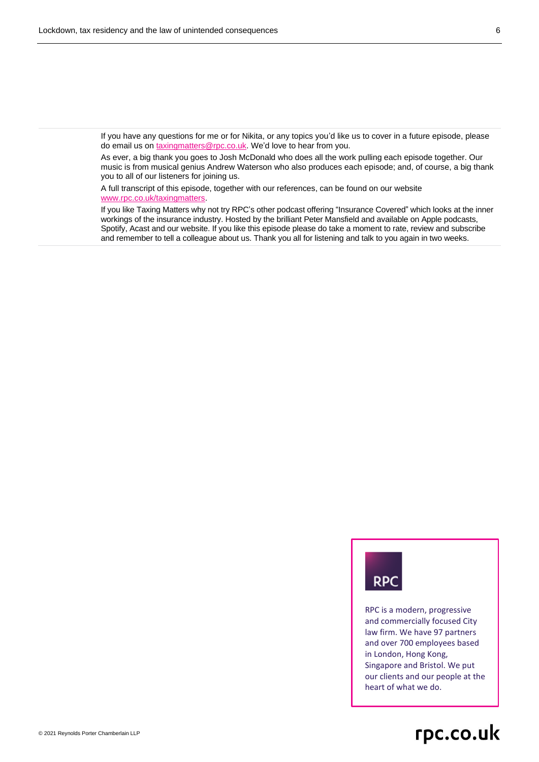If you have any questions for me or for Nikita, or any topics you'd like us to cover in a future episode, please do email us on [taxingmatters@rpc.co.uk](mailto:taxingmatters@rpc.co.uk). We'd love to hear from you.

As ever, a big thank you goes to Josh McDonald who does all the work pulling each episode together. Our music is from musical genius Andrew Waterson who also produces each episode; and, of course, a big thank you to all of our listeners for joining us.

A full transcript of this episode, together with our references, can be found on our website [www.rpc.co.uk/taxingmatters](http://www.rpc.co.uk/taxingmatters).

If you like Taxing Matters why not try RPC's other podcast offering "Insurance Covered" which looks at the inner workings of the insurance industry. Hosted by the brilliant Peter Mansfield and available on Apple podcasts, Spotify, Acast and our website. If you like this episode please do take a moment to rate, review and subscribe and remember to tell a colleague about us. Thank you all for listening and talk to you again in two weeks.

RPC

RPC is a modern, progressive and commercially focused City law firm. We have 97 partners and over 700 employees based in London, Hong Kong, Singapore and Bristol. We put our clients and our people at the heart of what we do.

© 2021 Reynolds Porter Chamberlain LLP

rpc.co.uk